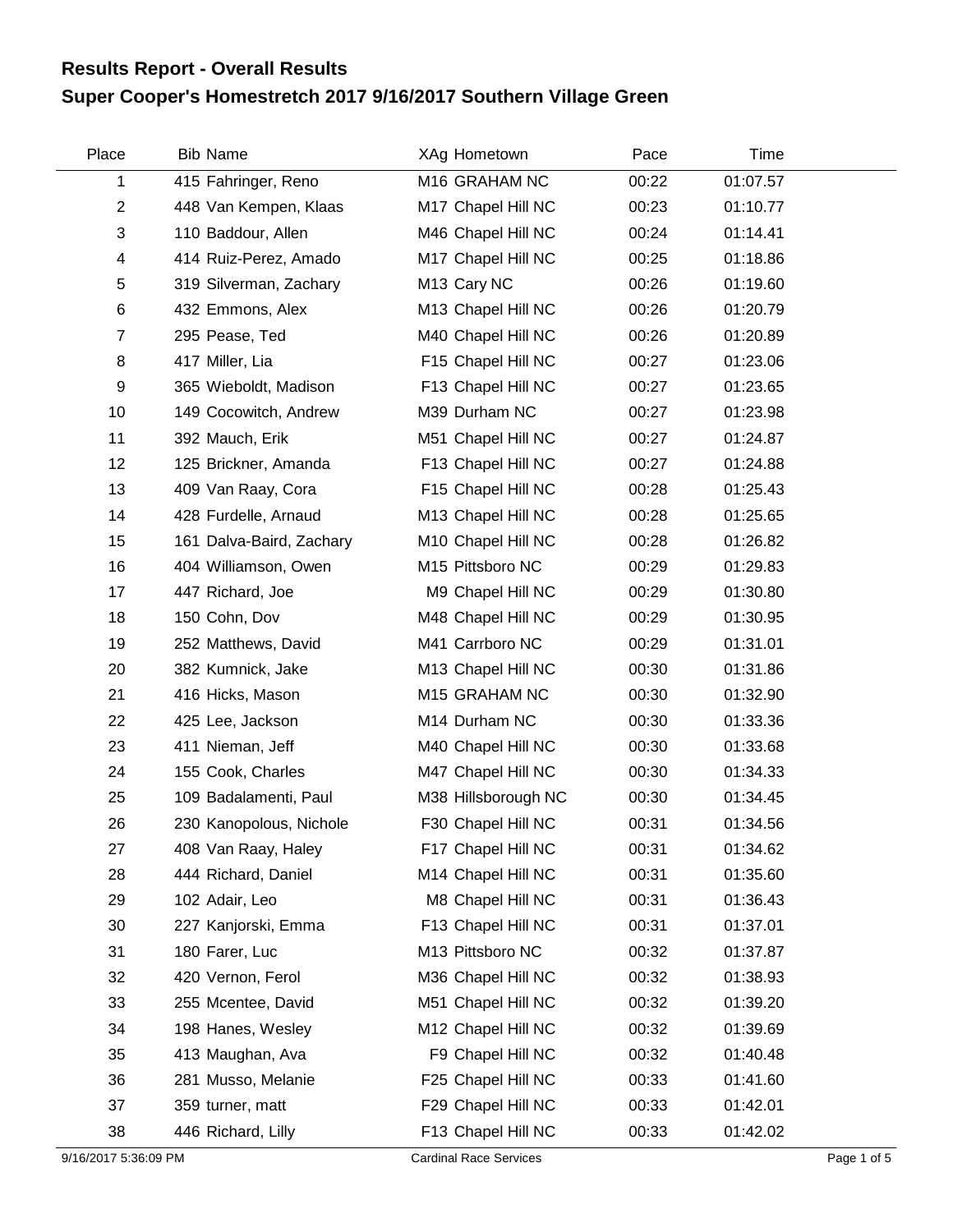# Results Report - Overall Results

## Super Cooper's Homestretch 2017 9/16/2017 Southern Village Green

| Place | Bib | Name | XAg | Hometown | Pace | Time |
|---|---|---|---|---|---|---|
| 1 | 415 | Fahringer, Reno | M16 | GRAHAM NC | 00:22 | 01:07.57 |
| 2 | 448 | Van Kempen, Klaas | M17 | Chapel Hill NC | 00:23 | 01:10.77 |
| 3 | 110 | Baddour, Allen | M46 | Chapel Hill NC | 00:24 | 01:14.41 |
| 4 | 414 | Ruiz-Perez, Amado | M17 | Chapel Hill NC | 00:25 | 01:18.86 |
| 5 | 319 | Silverman, Zachary | M13 | Cary NC | 00:26 | 01:19.60 |
| 6 | 432 | Emmons, Alex | M13 | Chapel Hill NC | 00:26 | 01:20.79 |
| 7 | 295 | Pease, Ted | M40 | Chapel Hill NC | 00:26 | 01:20.89 |
| 8 | 417 | Miller, Lia | F15 | Chapel Hill NC | 00:27 | 01:23.06 |
| 9 | 365 | Wieboldt, Madison | F13 | Chapel Hill NC | 00:27 | 01:23.65 |
| 10 | 149 | Cocowitch, Andrew | M39 | Durham NC | 00:27 | 01:23.98 |
| 11 | 392 | Mauch, Erik | M51 | Chapel Hill NC | 00:27 | 01:24.87 |
| 12 | 125 | Brickner, Amanda | F13 | Chapel Hill NC | 00:27 | 01:24.88 |
| 13 | 409 | Van Raay, Cora | F15 | Chapel Hill NC | 00:28 | 01:25.43 |
| 14 | 428 | Furdelle, Arnaud | M13 | Chapel Hill NC | 00:28 | 01:25.65 |
| 15 | 161 | Dalva-Baird, Zachary | M10 | Chapel Hill NC | 00:28 | 01:26.82 |
| 16 | 404 | Williamson, Owen | M15 | Pittsboro NC | 00:29 | 01:29.83 |
| 17 | 447 | Richard, Joe | M9 | Chapel Hill NC | 00:29 | 01:30.80 |
| 18 | 150 | Cohn, Dov | M48 | Chapel Hill NC | 00:29 | 01:30.95 |
| 19 | 252 | Matthews, David | M41 | Carrboro NC | 00:29 | 01:31.01 |
| 20 | 382 | Kumnick, Jake | M13 | Chapel Hill NC | 00:30 | 01:31.86 |
| 21 | 416 | Hicks, Mason | M15 | GRAHAM NC | 00:30 | 01:32.90 |
| 22 | 425 | Lee, Jackson | M14 | Durham NC | 00:30 | 01:33.36 |
| 23 | 411 | Nieman, Jeff | M40 | Chapel Hill NC | 00:30 | 01:33.68 |
| 24 | 155 | Cook, Charles | M47 | Chapel Hill NC | 00:30 | 01:34.33 |
| 25 | 109 | Badalamenti, Paul | M38 | Hillsborough NC | 00:30 | 01:34.45 |
| 26 | 230 | Kanopolous, Nichole | F30 | Chapel Hill NC | 00:31 | 01:34.56 |
| 27 | 408 | Van Raay, Haley | F17 | Chapel Hill NC | 00:31 | 01:34.62 |
| 28 | 444 | Richard, Daniel | M14 | Chapel Hill NC | 00:31 | 01:35.60 |
| 29 | 102 | Adair, Leo | M8 | Chapel Hill NC | 00:31 | 01:36.43 |
| 30 | 227 | Kanjorski, Emma | F13 | Chapel Hill NC | 00:31 | 01:37.01 |
| 31 | 180 | Farer, Luc | M13 | Pittsboro NC | 00:32 | 01:37.87 |
| 32 | 420 | Vernon, Ferol | M36 | Chapel Hill NC | 00:32 | 01:38.93 |
| 33 | 255 | Mcentee, David | M51 | Chapel Hill NC | 00:32 | 01:39.20 |
| 34 | 198 | Hanes, Wesley | M12 | Chapel Hill NC | 00:32 | 01:39.69 |
| 35 | 413 | Maughan, Ava | F9 | Chapel Hill NC | 00:32 | 01:40.48 |
| 36 | 281 | Musso, Melanie | F25 | Chapel Hill NC | 00:33 | 01:41.60 |
| 37 | 359 | turner, matt | F29 | Chapel Hill NC | 00:33 | 01:42.01 |
| 38 | 446 | Richard, Lilly | F13 | Chapel Hill NC | 00:33 | 01:42.02 |

9/16/2017 5:36:09 PM Cardinal Race Services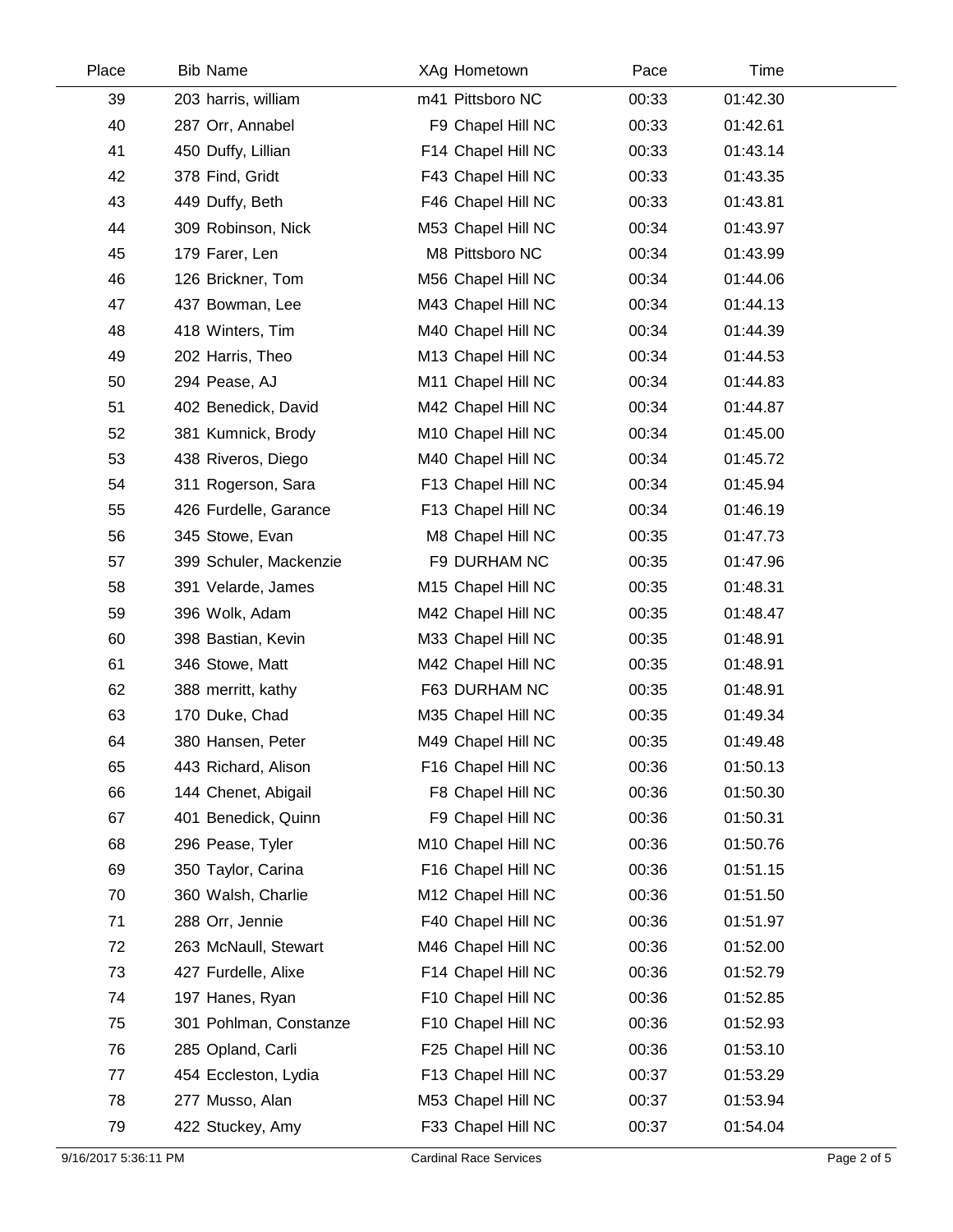| Place | Bib | Name | XAg | Hometown | Pace | Time |
|---|---|---|---|---|---|---|
| 39 | 203 | harris, william | m41 | Pittsboro NC | 00:33 | 01:42.30 |
| 40 | 287 | Orr, Annabel | F9 | Chapel Hill NC | 00:33 | 01:42.61 |
| 41 | 450 | Duffy, Lillian | F14 | Chapel Hill NC | 00:33 | 01:43.14 |
| 42 | 378 | Find, Gridt | F43 | Chapel Hill NC | 00:33 | 01:43.35 |
| 43 | 449 | Duffy, Beth | F46 | Chapel Hill NC | 00:33 | 01:43.81 |
| 44 | 309 | Robinson, Nick | M53 | Chapel Hill NC | 00:34 | 01:43.97 |
| 45 | 179 | Farer, Len | M8 | Pittsboro NC | 00:34 | 01:43.99 |
| 46 | 126 | Brickner, Tom | M56 | Chapel Hill NC | 00:34 | 01:44.06 |
| 47 | 437 | Bowman, Lee | M43 | Chapel Hill NC | 00:34 | 01:44.13 |
| 48 | 418 | Winters, Tim | M40 | Chapel Hill NC | 00:34 | 01:44.39 |
| 49 | 202 | Harris, Theo | M13 | Chapel Hill NC | 00:34 | 01:44.53 |
| 50 | 294 | Pease, AJ | M11 | Chapel Hill NC | 00:34 | 01:44.83 |
| 51 | 402 | Benedick, David | M42 | Chapel Hill NC | 00:34 | 01:44.87 |
| 52 | 381 | Kumnick, Brody | M10 | Chapel Hill NC | 00:34 | 01:45.00 |
| 53 | 438 | Riveros, Diego | M40 | Chapel Hill NC | 00:34 | 01:45.72 |
| 54 | 311 | Rogerson, Sara | F13 | Chapel Hill NC | 00:34 | 01:45.94 |
| 55 | 426 | Furdelle, Garance | F13 | Chapel Hill NC | 00:34 | 01:46.19 |
| 56 | 345 | Stowe, Evan | M8 | Chapel Hill NC | 00:35 | 01:47.73 |
| 57 | 399 | Schuler, Mackenzie | F9 | DURHAM NC | 00:35 | 01:47.96 |
| 58 | 391 | Velarde, James | M15 | Chapel Hill NC | 00:35 | 01:48.31 |
| 59 | 396 | Wolk, Adam | M42 | Chapel Hill NC | 00:35 | 01:48.47 |
| 60 | 398 | Bastian, Kevin | M33 | Chapel Hill NC | 00:35 | 01:48.91 |
| 61 | 346 | Stowe, Matt | M42 | Chapel Hill NC | 00:35 | 01:48.91 |
| 62 | 388 | merritt, kathy | F63 | DURHAM NC | 00:35 | 01:48.91 |
| 63 | 170 | Duke, Chad | M35 | Chapel Hill NC | 00:35 | 01:49.34 |
| 64 | 380 | Hansen, Peter | M49 | Chapel Hill NC | 00:35 | 01:49.48 |
| 65 | 443 | Richard, Alison | F16 | Chapel Hill NC | 00:36 | 01:50.13 |
| 66 | 144 | Chenet, Abigail | F8 | Chapel Hill NC | 00:36 | 01:50.30 |
| 67 | 401 | Benedick, Quinn | F9 | Chapel Hill NC | 00:36 | 01:50.31 |
| 68 | 296 | Pease, Tyler | M10 | Chapel Hill NC | 00:36 | 01:50.76 |
| 69 | 350 | Taylor, Carina | F16 | Chapel Hill NC | 00:36 | 01:51.15 |
| 70 | 360 | Walsh, Charlie | M12 | Chapel Hill NC | 00:36 | 01:51.50 |
| 71 | 288 | Orr, Jennie | F40 | Chapel Hill NC | 00:36 | 01:51.97 |
| 72 | 263 | McNaull, Stewart | M46 | Chapel Hill NC | 00:36 | 01:52.00 |
| 73 | 427 | Furdelle, Alixe | F14 | Chapel Hill NC | 00:36 | 01:52.79 |
| 74 | 197 | Hanes, Ryan | F10 | Chapel Hill NC | 00:36 | 01:52.85 |
| 75 | 301 | Pohlman, Constanze | F10 | Chapel Hill NC | 00:36 | 01:52.93 |
| 76 | 285 | Opland, Carli | F25 | Chapel Hill NC | 00:36 | 01:53.10 |
| 77 | 454 | Eccleston, Lydia | F13 | Chapel Hill NC | 00:37 | 01:53.29 |
| 78 | 277 | Musso, Alan | M53 | Chapel Hill NC | 00:37 | 01:53.94 |
| 79 | 422 | Stuckey, Amy | F33 | Chapel Hill NC | 00:37 | 01:54.04 |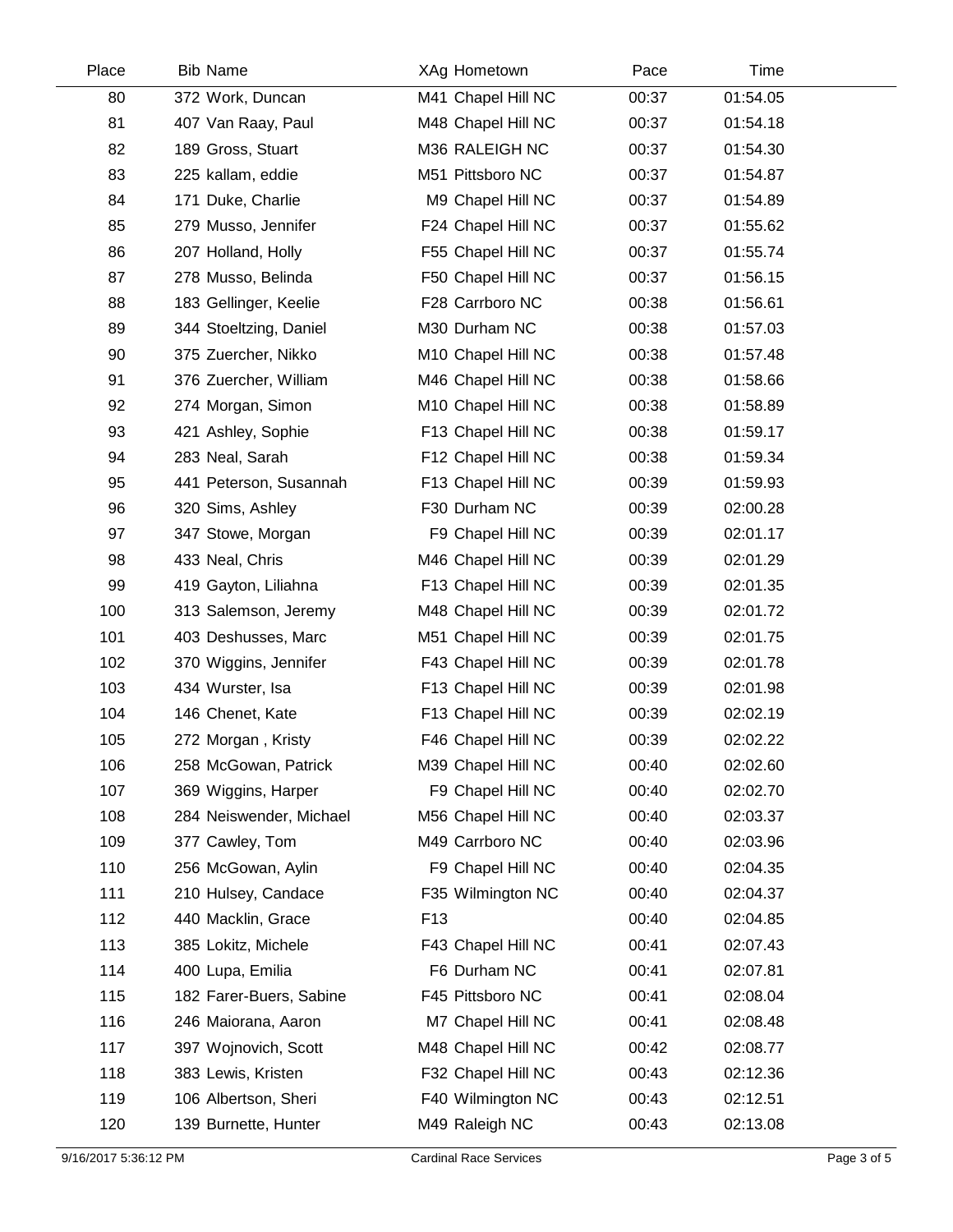| Place | Bib | Name | XAg | Hometown | Pace | Time |
|---|---|---|---|---|---|---|
| 80 | 372 | Work, Duncan | M41 | Chapel Hill NC | 00:37 | 01:54.05 |
| 81 | 407 | Van Raay, Paul | M48 | Chapel Hill NC | 00:37 | 01:54.18 |
| 82 | 189 | Gross, Stuart | M36 | RALEIGH NC | 00:37 | 01:54.30 |
| 83 | 225 | kallam, eddie | M51 | Pittsboro NC | 00:37 | 01:54.87 |
| 84 | 171 | Duke, Charlie | M9 | Chapel Hill NC | 00:37 | 01:54.89 |
| 85 | 279 | Musso, Jennifer | F24 | Chapel Hill NC | 00:37 | 01:55.62 |
| 86 | 207 | Holland, Holly | F55 | Chapel Hill NC | 00:37 | 01:55.74 |
| 87 | 278 | Musso, Belinda | F50 | Chapel Hill NC | 00:37 | 01:56.15 |
| 88 | 183 | Gellinger, Keelie | F28 | Carrboro NC | 00:38 | 01:56.61 |
| 89 | 344 | Stoeltzing, Daniel | M30 | Durham NC | 00:38 | 01:57.03 |
| 90 | 375 | Zuercher, Nikko | M10 | Chapel Hill NC | 00:38 | 01:57.48 |
| 91 | 376 | Zuercher, William | M46 | Chapel Hill NC | 00:38 | 01:58.66 |
| 92 | 274 | Morgan, Simon | M10 | Chapel Hill NC | 00:38 | 01:58.89 |
| 93 | 421 | Ashley, Sophie | F13 | Chapel Hill NC | 00:38 | 01:59.17 |
| 94 | 283 | Neal, Sarah | F12 | Chapel Hill NC | 00:38 | 01:59.34 |
| 95 | 441 | Peterson, Susannah | F13 | Chapel Hill NC | 00:39 | 01:59.93 |
| 96 | 320 | Sims, Ashley | F30 | Durham NC | 00:39 | 02:00.28 |
| 97 | 347 | Stowe, Morgan | F9 | Chapel Hill NC | 00:39 | 02:01.17 |
| 98 | 433 | Neal, Chris | M46 | Chapel Hill NC | 00:39 | 02:01.29 |
| 99 | 419 | Gayton, Liliahna | F13 | Chapel Hill NC | 00:39 | 02:01.35 |
| 100 | 313 | Salemson, Jeremy | M48 | Chapel Hill NC | 00:39 | 02:01.72 |
| 101 | 403 | Deshusses, Marc | M51 | Chapel Hill NC | 00:39 | 02:01.75 |
| 102 | 370 | Wiggins, Jennifer | F43 | Chapel Hill NC | 00:39 | 02:01.78 |
| 103 | 434 | Wurster, Isa | F13 | Chapel Hill NC | 00:39 | 02:01.98 |
| 104 | 146 | Chenet, Kate | F13 | Chapel Hill NC | 00:39 | 02:02.19 |
| 105 | 272 | Morgan , Kristy | F46 | Chapel Hill NC | 00:39 | 02:02.22 |
| 106 | 258 | McGowan, Patrick | M39 | Chapel Hill NC | 00:40 | 02:02.60 |
| 107 | 369 | Wiggins, Harper | F9 | Chapel Hill NC | 00:40 | 02:02.70 |
| 108 | 284 | Neiswender, Michael | M56 | Chapel Hill NC | 00:40 | 02:03.37 |
| 109 | 377 | Cawley, Tom | M49 | Carrboro NC | 00:40 | 02:03.96 |
| 110 | 256 | McGowan, Aylin | F9 | Chapel Hill NC | 00:40 | 02:04.35 |
| 111 | 210 | Hulsey, Candace | F35 | Wilmington NC | 00:40 | 02:04.37 |
| 112 | 440 | Macklin, Grace | F13 | | 00:40 | 02:04.85 |
| 113 | 385 | Lokitz, Michele | F43 | Chapel Hill NC | 00:41 | 02:07.43 |
| 114 | 400 | Lupa, Emilia | F6 | Durham NC | 00:41 | 02:07.81 |
| 115 | 182 | Farer-Buers, Sabine | F45 | Pittsboro NC | 00:41 | 02:08.04 |
| 116 | 246 | Maiorana, Aaron | M7 | Chapel Hill NC | 00:41 | 02:08.48 |
| 117 | 397 | Wojnovich, Scott | M48 | Chapel Hill NC | 00:42 | 02:08.77 |
| 118 | 383 | Lewis, Kristen | F32 | Chapel Hill NC | 00:43 | 02:12.36 |
| 119 | 106 | Albertson, Sheri | F40 | Wilmington NC | 00:43 | 02:12.51 |
| 120 | 139 | Burnette, Hunter | M49 | Raleigh NC | 00:43 | 02:13.08 |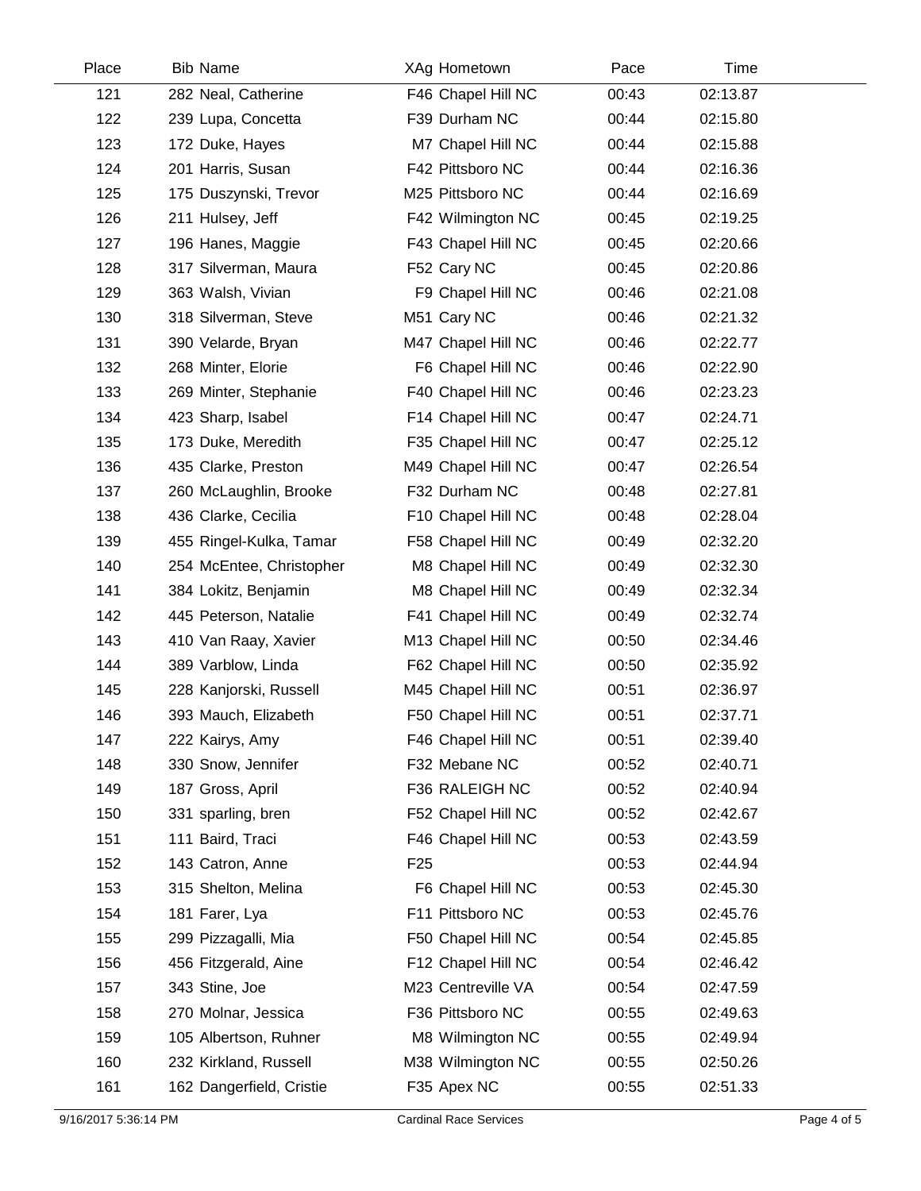| Place | Bib | Name | XAg | Hometown | Pace | Time |
|---|---|---|---|---|---|---|
| 121 | 282 | Neal, Catherine | F46 | Chapel Hill NC | 00:43 | 02:13.87 |
| 122 | 239 | Lupa, Concetta | F39 | Durham NC | 00:44 | 02:15.80 |
| 123 | 172 | Duke, Hayes | M7 | Chapel Hill NC | 00:44 | 02:15.88 |
| 124 | 201 | Harris, Susan | F42 | Pittsboro NC | 00:44 | 02:16.36 |
| 125 | 175 | Duszynski, Trevor | M25 | Pittsboro NC | 00:44 | 02:16.69 |
| 126 | 211 | Hulsey, Jeff | F42 | Wilmington NC | 00:45 | 02:19.25 |
| 127 | 196 | Hanes, Maggie | F43 | Chapel Hill NC | 00:45 | 02:20.66 |
| 128 | 317 | Silverman, Maura | F52 | Cary NC | 00:45 | 02:20.86 |
| 129 | 363 | Walsh, Vivian | F9 | Chapel Hill NC | 00:46 | 02:21.08 |
| 130 | 318 | Silverman, Steve | M51 | Cary NC | 00:46 | 02:21.32 |
| 131 | 390 | Velarde, Bryan | M47 | Chapel Hill NC | 00:46 | 02:22.77 |
| 132 | 268 | Minter, Elorie | F6 | Chapel Hill NC | 00:46 | 02:22.90 |
| 133 | 269 | Minter, Stephanie | F40 | Chapel Hill NC | 00:46 | 02:23.23 |
| 134 | 423 | Sharp, Isabel | F14 | Chapel Hill NC | 00:47 | 02:24.71 |
| 135 | 173 | Duke, Meredith | F35 | Chapel Hill NC | 00:47 | 02:25.12 |
| 136 | 435 | Clarke, Preston | M49 | Chapel Hill NC | 00:47 | 02:26.54 |
| 137 | 260 | McLaughlin, Brooke | F32 | Durham NC | 00:48 | 02:27.81 |
| 138 | 436 | Clarke, Cecilia | F10 | Chapel Hill NC | 00:48 | 02:28.04 |
| 139 | 455 | Ringel-Kulka, Tamar | F58 | Chapel Hill NC | 00:49 | 02:32.20 |
| 140 | 254 | McEntee, Christopher | M8 | Chapel Hill NC | 00:49 | 02:32.30 |
| 141 | 384 | Lokitz, Benjamin | M8 | Chapel Hill NC | 00:49 | 02:32.34 |
| 142 | 445 | Peterson, Natalie | F41 | Chapel Hill NC | 00:49 | 02:32.74 |
| 143 | 410 | Van Raay, Xavier | M13 | Chapel Hill NC | 00:50 | 02:34.46 |
| 144 | 389 | Varblow, Linda | F62 | Chapel Hill NC | 00:50 | 02:35.92 |
| 145 | 228 | Kanjorski, Russell | M45 | Chapel Hill NC | 00:51 | 02:36.97 |
| 146 | 393 | Mauch, Elizabeth | F50 | Chapel Hill NC | 00:51 | 02:37.71 |
| 147 | 222 | Kairys, Amy | F46 | Chapel Hill NC | 00:51 | 02:39.40 |
| 148 | 330 | Snow, Jennifer | F32 | Mebane NC | 00:52 | 02:40.71 |
| 149 | 187 | Gross, April | F36 | RALEIGH NC | 00:52 | 02:40.94 |
| 150 | 331 | sparling, bren | F52 | Chapel Hill NC | 00:52 | 02:42.67 |
| 151 | 111 | Baird, Traci | F46 | Chapel Hill NC | 00:53 | 02:43.59 |
| 152 | 143 | Catron, Anne | F25 | | 00:53 | 02:44.94 |
| 153 | 315 | Shelton, Melina | F6 | Chapel Hill NC | 00:53 | 02:45.30 |
| 154 | 181 | Farer, Lya | F11 | Pittsboro NC | 00:53 | 02:45.76 |
| 155 | 299 | Pizzagalli, Mia | F50 | Chapel Hill NC | 00:54 | 02:45.85 |
| 156 | 456 | Fitzgerald, Aine | F12 | Chapel Hill NC | 00:54 | 02:46.42 |
| 157 | 343 | Stine, Joe | M23 | Centreville VA | 00:54 | 02:47.59 |
| 158 | 270 | Molnar, Jessica | F36 | Pittsboro NC | 00:55 | 02:49.63 |
| 159 | 105 | Albertson, Ruhner | M8 | Wilmington NC | 00:55 | 02:49.94 |
| 160 | 232 | Kirkland, Russell | M38 | Wilmington NC | 00:55 | 02:50.26 |
| 161 | 162 | Dangerfield, Cristie | F35 | Apex NC | 00:55 | 02:51.33 |

9/16/2017 5:36:14 PM — Cardinal Race Services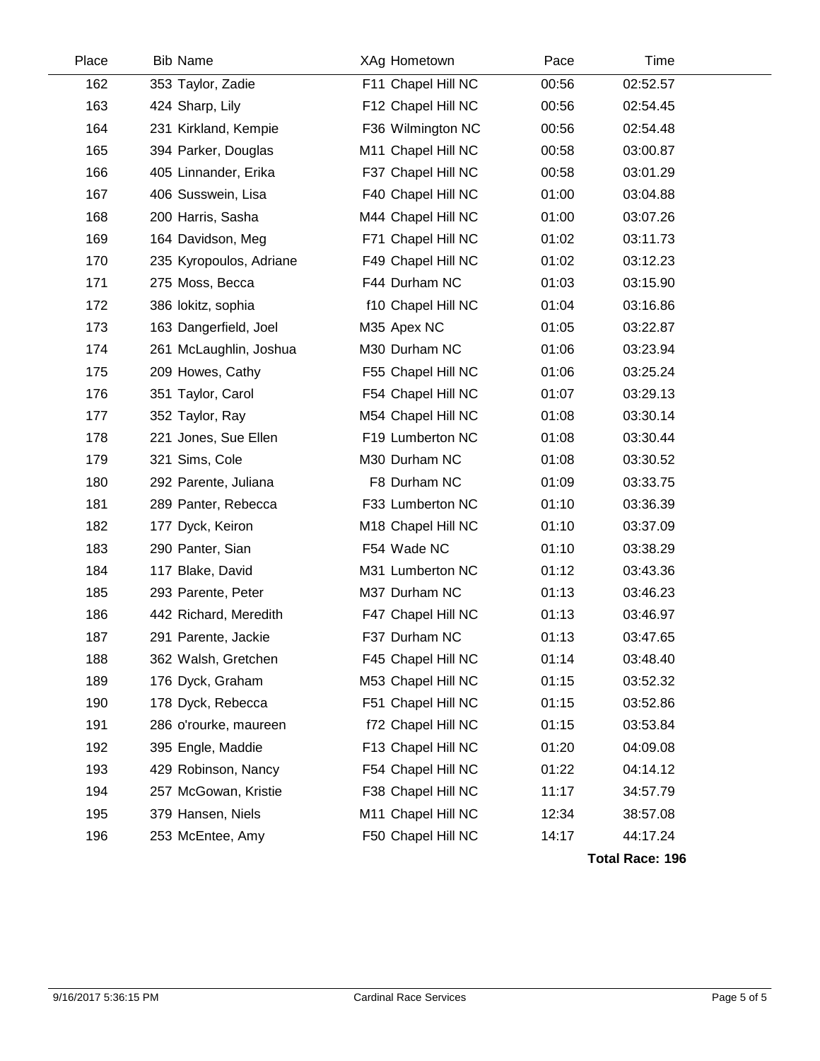| Place | Bib | Name | XAg | Hometown | Pace | Time |
|---|---|---|---|---|---|---|
| 162 | 353 | Taylor, Zadie | F11 | Chapel Hill NC | 00:56 | 02:52.57 |
| 163 | 424 | Sharp, Lily | F12 | Chapel Hill NC | 00:56 | 02:54.45 |
| 164 | 231 | Kirkland, Kempie | F36 | Wilmington NC | 00:56 | 02:54.48 |
| 165 | 394 | Parker, Douglas | M11 | Chapel Hill NC | 00:58 | 03:00.87 |
| 166 | 405 | Linnander, Erika | F37 | Chapel Hill NC | 00:58 | 03:01.29 |
| 167 | 406 | Susswein, Lisa | F40 | Chapel Hill NC | 01:00 | 03:04.88 |
| 168 | 200 | Harris, Sasha | M44 | Chapel Hill NC | 01:00 | 03:07.26 |
| 169 | 164 | Davidson, Meg | F71 | Chapel Hill NC | 01:02 | 03:11.73 |
| 170 | 235 | Kyropoulos, Adriane | F49 | Chapel Hill NC | 01:02 | 03:12.23 |
| 171 | 275 | Moss, Becca | F44 | Durham NC | 01:03 | 03:15.90 |
| 172 | 386 | lokitz, sophia | f10 | Chapel Hill NC | 01:04 | 03:16.86 |
| 173 | 163 | Dangerfield, Joel | M35 | Apex NC | 01:05 | 03:22.87 |
| 174 | 261 | McLaughlin, Joshua | M30 | Durham NC | 01:06 | 03:23.94 |
| 175 | 209 | Howes, Cathy | F55 | Chapel Hill NC | 01:06 | 03:25.24 |
| 176 | 351 | Taylor, Carol | F54 | Chapel Hill NC | 01:07 | 03:29.13 |
| 177 | 352 | Taylor, Ray | M54 | Chapel Hill NC | 01:08 | 03:30.14 |
| 178 | 221 | Jones, Sue Ellen | F19 | Lumberton NC | 01:08 | 03:30.44 |
| 179 | 321 | Sims, Cole | M30 | Durham NC | 01:08 | 03:30.52 |
| 180 | 292 | Parente, Juliana | F8 | Durham NC | 01:09 | 03:33.75 |
| 181 | 289 | Panter, Rebecca | F33 | Lumberton NC | 01:10 | 03:36.39 |
| 182 | 177 | Dyck, Keiron | M18 | Chapel Hill NC | 01:10 | 03:37.09 |
| 183 | 290 | Panter, Sian | F54 | Wade NC | 01:10 | 03:38.29 |
| 184 | 117 | Blake, David | M31 | Lumberton NC | 01:12 | 03:43.36 |
| 185 | 293 | Parente, Peter | M37 | Durham NC | 01:13 | 03:46.23 |
| 186 | 442 | Richard, Meredith | F47 | Chapel Hill NC | 01:13 | 03:46.97 |
| 187 | 291 | Parente, Jackie | F37 | Durham NC | 01:13 | 03:47.65 |
| 188 | 362 | Walsh, Gretchen | F45 | Chapel Hill NC | 01:14 | 03:48.40 |
| 189 | 176 | Dyck, Graham | M53 | Chapel Hill NC | 01:15 | 03:52.32 |
| 190 | 178 | Dyck, Rebecca | F51 | Chapel Hill NC | 01:15 | 03:52.86 |
| 191 | 286 | o'rourke, maureen | f72 | Chapel Hill NC | 01:15 | 03:53.84 |
| 192 | 395 | Engle, Maddie | F13 | Chapel Hill NC | 01:20 | 04:09.08 |
| 193 | 429 | Robinson, Nancy | F54 | Chapel Hill NC | 01:22 | 04:14.12 |
| 194 | 257 | McGowan, Kristie | F38 | Chapel Hill NC | 11:17 | 34:57.79 |
| 195 | 379 | Hansen, Niels | M11 | Chapel Hill NC | 12:34 | 38:57.08 |
| 196 | 253 | McEntee, Amy | F50 | Chapel Hill NC | 14:17 | 44:17.24 |

**Total Race: 196**

9/16/2017 5:36:15 PM

Cardinal Race Services